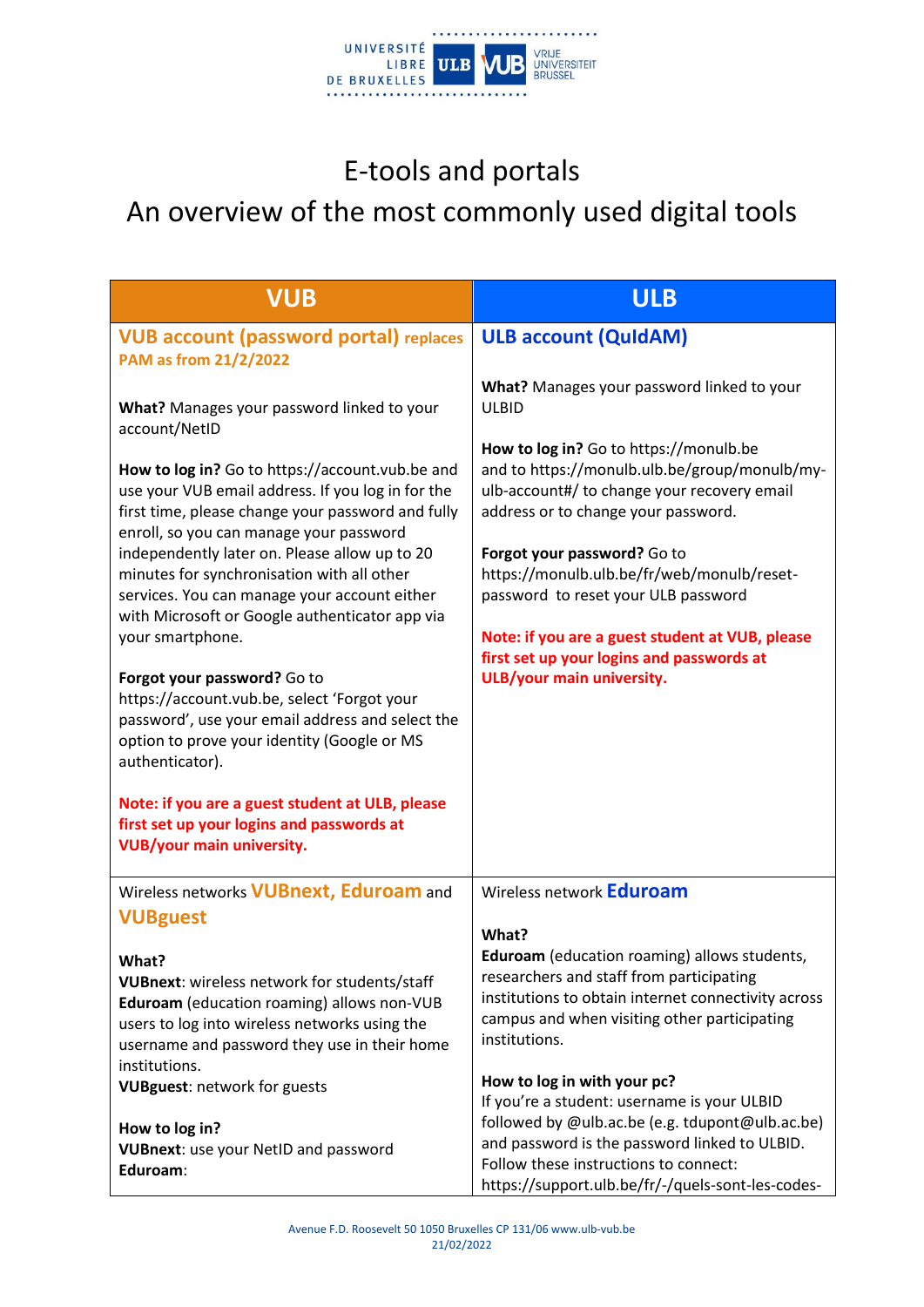# E-tools and portals

## An overview of the most commonly used digital tools

| VUB | ULB |
|---|---|
| **VUB account (password portal) replaces PAM as from 21/2/2022**<br><br>**What?** Manages your password linked to your account/NetID<br><br>**How to log in?** Go to https://account.vub.be and use your VUB email address. If you log in for the first time, please change your password and fully enroll, so you can manage your password independently later on. Please allow up to 20 minutes for synchronisation with all other services. You can manage your account either with Microsoft or Google authenticator app via your smartphone.<br><br>**Forgot your password?** Go to https://account.vub.be, select 'Forgot your password', use your email address and select the option to prove your identity (Google or MS authenticator).<br><br>**Note: if you are a guest student at ULB, please first set up your logins and passwords at VUB/your main university.** | **ULB account (QuIdAM)**<br><br>**What?** Manages your password linked to your ULBID<br><br>**How to log in?** Go to https://monulb.be and to https://monulb.ulb.be/group/monulb/my-ulb-account#/ to change your recovery email address or to change your password.<br><br>**Forgot your password?** Go to https://monulb.ulb.be/fr/web/monulb/reset-password to reset your ULB password<br><br>**Note: if you are a guest student at VUB, please first set up your logins and passwords at ULB/your main university.** |
| Wireless networks **VUBnext, Eduroam** and **VUBguest**<br><br>**What?**<br>**VUBnext**: wireless network for students/staff<br>**Eduroam** (education roaming) allows non-VUB users to log into wireless networks using the username and password they use in their home institutions.<br>**VUBguest**: network for guests<br><br>**How to log in?**<br>**VUBnext**: use your NetID and password<br>**Eduroam**: | Wireless network **Eduroam**<br><br>**What?**<br>**Eduroam** (education roaming) allows students, researchers and staff from participating institutions to obtain internet connectivity across campus and when visiting other participating institutions.<br><br>**How to log in with your pc?**<br>If you're a student: username is your ULBID followed by @ulb.ac.be (e.g. tdupont@ulb.ac.be) and password is the password linked to ULBID. Follow these instructions to connect: https://support.ulb.be/fr/-/quels-sont-les-codes- |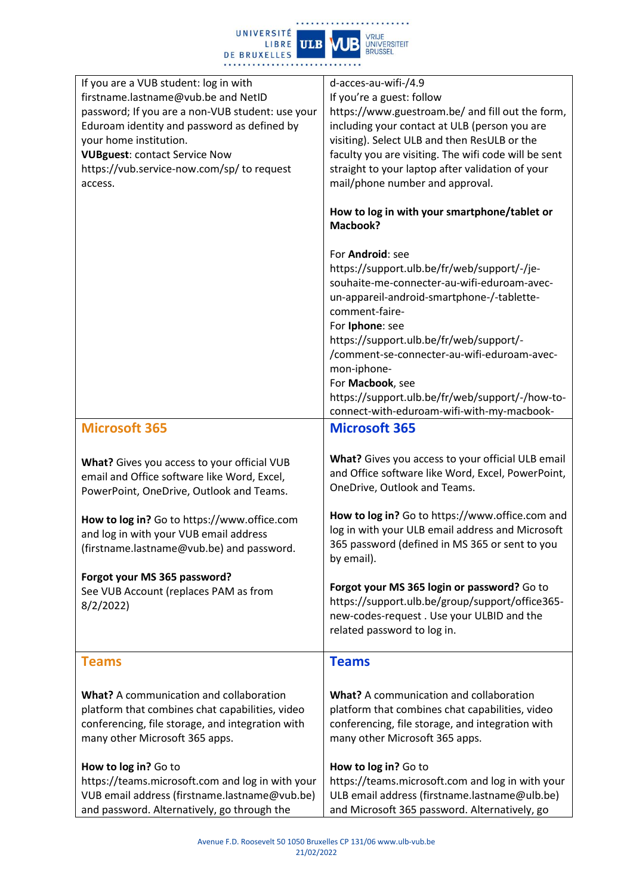| | |
|---|---|
| If you are a VUB student: log in with firstname.lastname@vub.be and NetID password; If you are a non-VUB student: use your Eduroam identity and password as defined by your home institution.<br>**VUBguest**: contact Service Now https://vub.service-now.com/sp/ to request access. | d-acces-au-wifi-/4.9<br>If you're a guest: follow https://www.guestroam.be/ and fill out the form, including your contact at ULB (person you are visiting). Select ULB and then ResULB or the faculty you are visiting. The wifi code will be sent straight to your laptop after validation of your mail/phone number and approval.<br><br>**How to log in with your smartphone/tablet or Macbook?**<br><br>For **Android**: see https://support.ulb.be/fr/web/support/-/je-souhaite-me-connecter-au-wifi-eduroam-avec-un-appareil-android-smartphone-/-tablette-comment-faire-<br>For **Iphone**: see https://support.ulb.be/fr/web/support/-/comment-se-connecter-au-wifi-eduroam-avec-mon-iphone-<br>For **Macbook**, see https://support.ulb.be/fr/web/support/-/how-to-connect-with-eduroam-wifi-with-my-macbook- |
| **Microsoft 365**<br><br>**What?** Gives you access to your official VUB email and Office software like Word, Excel, PowerPoint, OneDrive, Outlook and Teams.<br><br>**How to log in?** Go to https://www.office.com and log in with your VUB email address (firstname.lastname@vub.be) and password.<br><br>**Forgot your MS 365 password?**<br>See VUB Account (replaces PAM as from 8/2/2022) | **Microsoft 365**<br><br>**What?** Gives you access to your official ULB email and Office software like Word, Excel, PowerPoint, OneDrive, Outlook and Teams.<br><br>**How to log in?** Go to https://www.office.com and log in with your ULB email address and Microsoft 365 password (defined in MS 365 or sent to you by email).<br><br>**Forgot your MS 365 login or password?** Go to https://support.ulb.be/group/support/office365-new-codes-request . Use your ULBID and the related password to log in. |
| **Teams**<br><br>**What?** A communication and collaboration platform that combines chat capabilities, video conferencing, file storage, and integration with many other Microsoft 365 apps.<br><br>**How to log in?** Go to https://teams.microsoft.com and log in with your VUB email address (firstname.lastname@vub.be) and password. Alternatively, go through the | **Teams**<br><br>**What?** A communication and collaboration platform that combines chat capabilities, video conferencing, file storage, and integration with many other Microsoft 365 apps.<br><br>**How to log in?** Go to https://teams.microsoft.com and log in with your ULB email address (firstname.lastname@ulb.be) and Microsoft 365 password. Alternatively, go |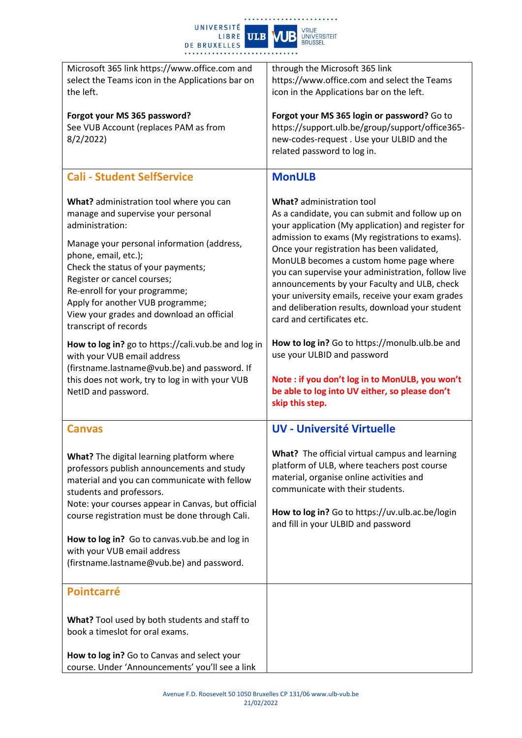| | |
|---|---|
| Microsoft 365 link https://www.office.com and select the Teams icon in the Applications bar on the left.<br><br>**Forgot your MS 365 password?**<br>See VUB Account (replaces PAM as from 8/2/2022) | through the Microsoft 365 link https://www.office.com and select the Teams icon in the Applications bar on the left.<br><br>**Forgot your MS 365 login or password?** Go to https://support.ulb.be/group/support/office365-new-codes-request . Use your ULBID and the related password to log in. |
| **Cali - Student SelfService**<br><br>**What?** administration tool where you can manage and supervise your personal administration:<br><br>Manage your personal information (address, phone, email, etc.);<br>Check the status of your payments;<br>Register or cancel courses;<br>Re-enroll for your programme;<br>Apply for another VUB programme;<br>View your grades and download an official transcript of records<br><br>**How to log in?** go to https://cali.vub.be and log in with your VUB email address (firstname.lastname@vub.be) and password. If this does not work, try to log in with your VUB NetID and password. | **MonULB**<br><br>**What?** administration tool<br>As a candidate, you can submit and follow up on your application (My application) and register for admission to exams (My registrations to exams). Once your registration has been validated, MonULB becomes a custom home page where you can supervise your administration, follow live announcements by your Faculty and ULB, check your university emails, receive your exam grades and deliberation results, download your student card and certificates etc.<br><br>**How to log in?** Go to https://monulb.ulb.be and use your ULBID and password<br><br>**Note : if you don't log in to MonULB, you won't be able to log into UV either, so please don't skip this step.** |
| **Canvas**<br><br>**What?** The digital learning platform where professors publish announcements and study material and you can communicate with fellow students and professors.<br>Note: your courses appear in Canvas, but official course registration must be done through Cali.<br><br>**How to log in?** Go to canvas.vub.be and log in with your VUB email address (firstname.lastname@vub.be) and password. | **UV - Université Virtuelle**<br><br>**What?** The official virtual campus and learning platform of ULB, where teachers post course material, organise online activities and communicate with their students.<br><br>**How to log in?** Go to https://uv.ulb.ac.be/login and fill in your ULBID and password |
| **Pointcarré**<br><br>**What?** Tool used by both students and staff to book a timeslot for oral exams.<br><br>**How to log in?** Go to Canvas and select your course. Under 'Announcements' you'll see a link | |

Avenue F.D. Roosevelt 50 1050 Bruxelles CP 131/06 www.ulb-vub.be
21/02/2022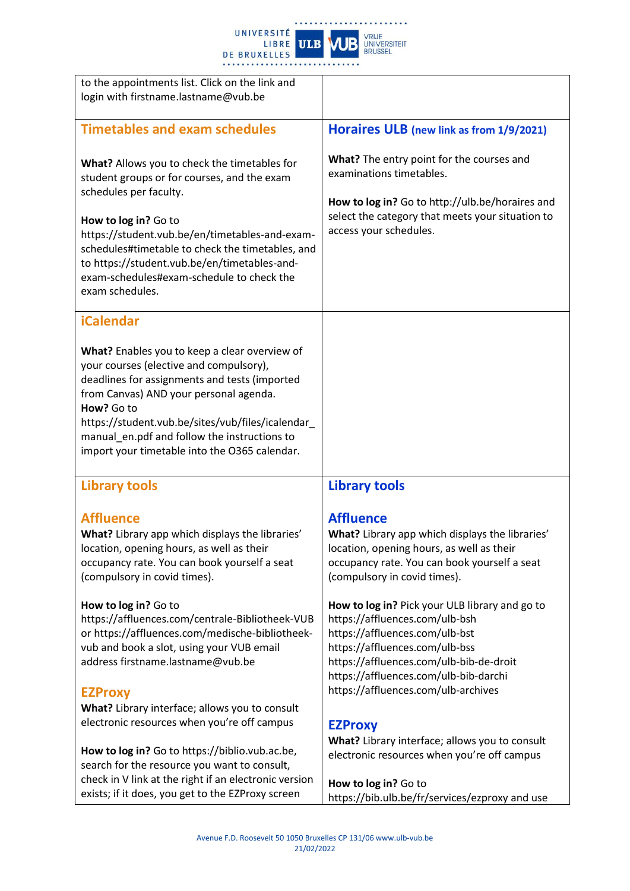| to the appointments list. Click on the link and login with firstname.lastname@vub.be | |
|---|---|
| **Timetables and exam schedules**<br><br>**What?** Allows you to check the timetables for student groups or for courses, and the exam schedules per faculty.<br><br>**How to log in?** Go to https://student.vub.be/en/timetables-and-exam-schedules#timetable to check the timetables, and to https://student.vub.be/en/timetables-and-exam-schedules#exam-schedule to check the exam schedules. | **Horaires ULB (new link as from 1/9/2021)**<br><br>**What?** The entry point for the courses and examinations timetables.<br><br>**How to log in?** Go to http://ulb.be/horaires and select the category that meets your situation to access your schedules. |
| **iCalendar**<br><br>**What?** Enables you to keep a clear overview of your courses (elective and compulsory), deadlines for assignments and tests (imported from Canvas) AND your personal agenda.<br>**How?** Go to https://student.vub.be/sites/vub/files/icalendar_manual_en.pdf and follow the instructions to import your timetable into the O365 calendar. | |
| **Library tools**<br><br>**Affluence**<br>**What?** Library app which displays the libraries' location, opening hours, as well as their occupancy rate. You can book yourself a seat (compulsory in covid times).<br><br>**How to log in?** Go to https://affluences.com/centrale-Bibliotheek-VUB or https://affluences.com/medische-bibliotheek-vub and book a slot, using your VUB email address firstname.lastname@vub.be<br><br>**EZProxy**<br>**What?** Library interface; allows you to consult electronic resources when you're off campus<br><br>**How to log in?** Go to https://biblio.vub.ac.be, search for the resource you want to consult, check in V link at the right if an electronic version exists; if it does, you get to the EZProxy screen | **Library tools**<br><br>**Affluence**<br>**What?** Library app which displays the libraries' location, opening hours, as well as their occupancy rate. You can book yourself a seat (compulsory in covid times).<br><br>**How to log in?** Pick your ULB library and go to<br>https://affluences.com/ulb-bsh<br>https://affluences.com/ulb-bst<br>https://affluences.com/ulb-bss<br>https://affluences.com/ulb-bib-de-droit<br>https://affluences.com/ulb-bib-darchi<br>https://affluences.com/ulb-archives<br><br>**EZProxy**<br>**What?** Library interface; allows you to consult electronic resources when you're off campus<br><br>**How to log in?** Go to https://bib.ulb.be/fr/services/ezproxy and use |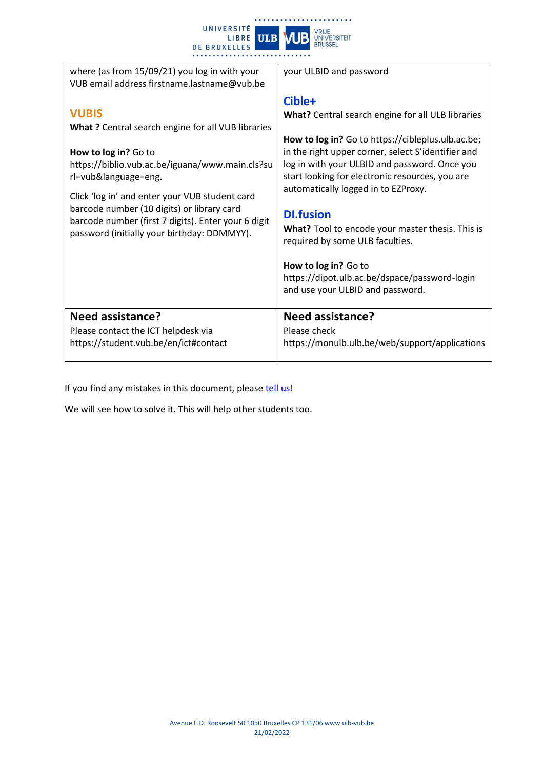| | |
|---|---|
| where (as from 15/09/21) you log in with your VUB email address firstname.lastname@vub.be<br><br>**VUBIS**<br>**What ?** Central search engine for all VUB libraries<br><br>**How to log in?** Go to https://biblio.vub.ac.be/iguana/www.main.cls?surl=vub&language=eng.<br><br>Click 'log in' and enter your VUB student card barcode number (10 digits) or library card barcode number (first 7 digits). Enter your 6 digit password (initially your birthday: DDMMYY). | your ULBID and password<br><br>**Cible+**<br>**What?** Central search engine for all ULB libraries<br><br>**How to log in?** Go to https://cibleplus.ulb.ac.be; in the right upper corner, select S'identifier and log in with your ULBID and password. Once you start looking for electronic resources, you are automatically logged in to EZProxy.<br><br>**DI.fusion**<br>**What?** Tool to encode your master thesis. This is required by some ULB faculties.<br><br>**How to log in?** Go to https://dipot.ulb.ac.be/dspace/password-login and use your ULBID and password. |
| **Need assistance?**<br>Please contact the ICT helpdesk via https://student.vub.be/en/ict#contact | **Need assistance?**<br>Please check https://monulb.ulb.be/web/support/applications |

If you find any mistakes in this document, please tell us!

We will see how to solve it. This will help other students too.